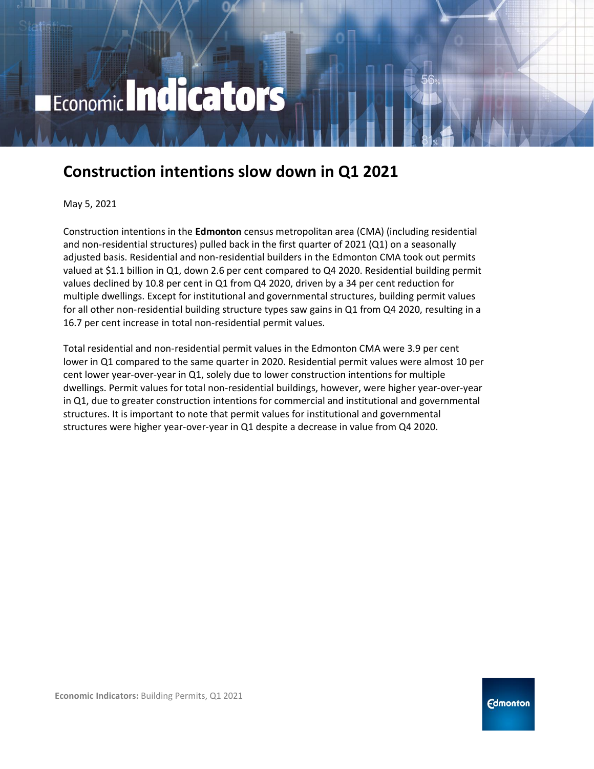# Construction intentions slow down in Q1 2021

May 5, 2021

Construction intentions in the **Edmonton** census metropolitan area (CMA) (including residential and non-residential structures) pulled back in the first quarter of 2021 (Q1) on a seasonally adjusted basis. Residential and non-residential builders in the Edmonton CMA took out permits valued at $1.1 billion in Q1, down 2.6 per cent compared to Q4 2020. Residential building permit values declined by 10.8 per cent in Q1 from Q4 2020, driven by a 34 per cent reduction for multiple dwellings. Except for institutional and governmental structures, building permit values for all other non-residential building structure types saw gains in Q1 from Q4 2020, resulting in a 16.7 per cent increase in total non-residential permit values.

Total residential and non-residential permit values in the Edmonton CMA were 3.9 per cent lower in Q1 compared to the same quarter in 2020. Residential permit values were almost 10 per cent lower year-over-year in Q1, solely due to lower construction intentions for multiple dwellings. Permit values for total non-residential buildings, however, were higher year-over-year in Q1, due to greater construction intentions for commercial and institutional and governmental structures. It is important to note that permit values for institutional and governmental structures were higher year-over-year in Q1 despite a decrease in value from Q4 2020.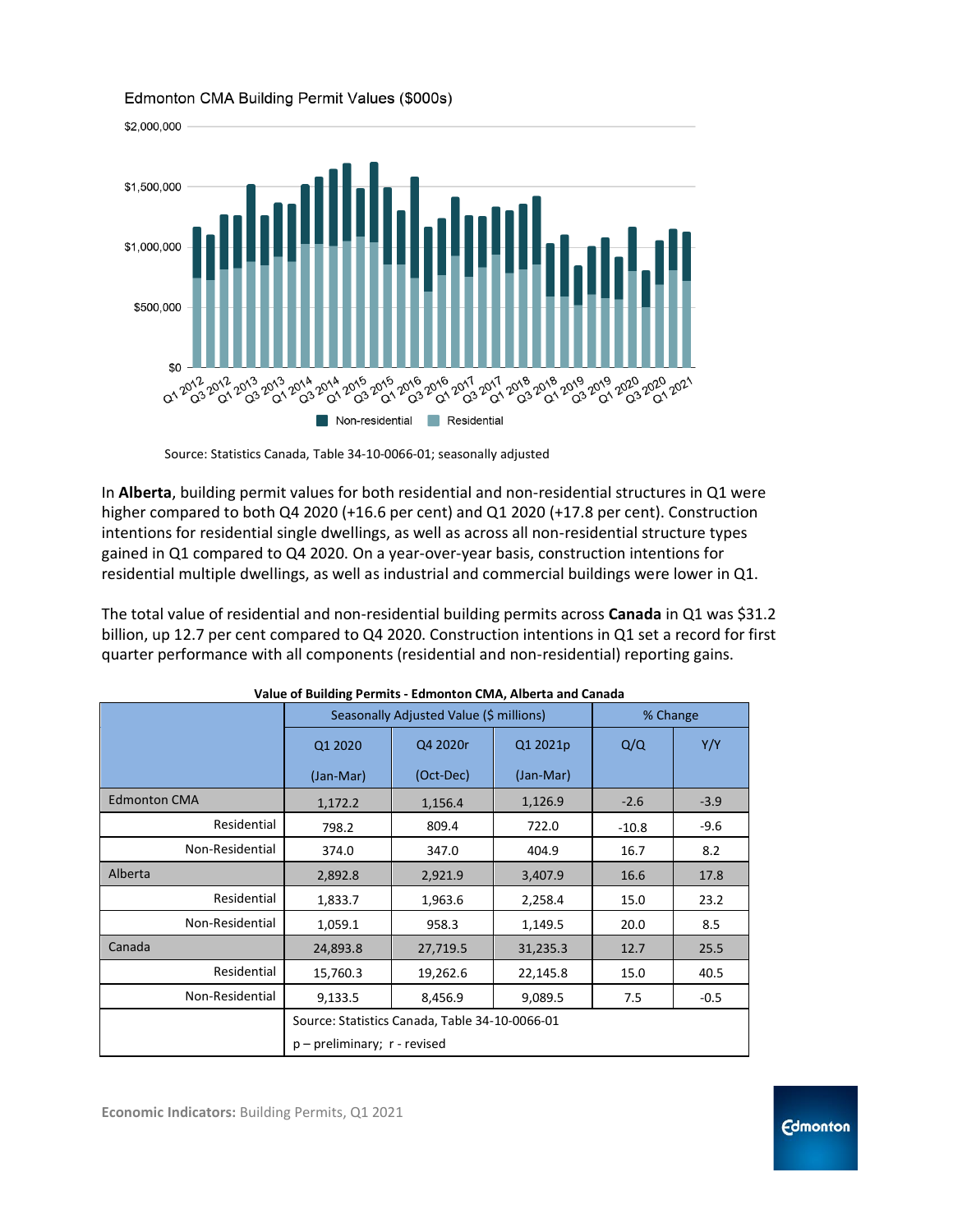Edmonton CMA Building Permit Values ($000s)

Source: Statistics Canada, Table 34-10-0066-01; seasonally adjusted

In **Alberta**, building permit values for both residential and non-residential structures in Q1 were higher compared to both Q4 2020 (+16.6 per cent) and Q1 2020 (+17.8 per cent). Construction intentions for residential single dwellings, as well as across all non-residential structure types gained in Q1 compared to Q4 2020. On a year-over-year basis, construction intentions for residential multiple dwellings, as well as industrial and commercial buildings were lower in Q1.

The total value of residential and non-residential building permits across **Canada** in Q1 was $31.2 billion, up 12.7 per cent compared to Q4 2020. Construction intentions in Q1 set a record for first quarter performance with all components (residential and non-residential) reporting gains.

**Value of Building Permits - Edmonton CMA, Alberta and Canada**

| | Seasonally Adjusted Value ($ millions) | | | % Change | |
|---|---|---|---|---|---|
| | Q1 2020 (Jan-Mar) | Q4 2020r (Oct-Dec) | Q1 2021p (Jan-Mar) | Q/Q | Y/Y |
| Edmonton CMA | 1,172.2 | 1,156.4 | 1,126.9 | -2.6 | -3.9 |
| Residential | 798.2 | 809.4 | 722.0 | -10.8 | -9.6 |
| Non-Residential | 374.0 | 347.0 | 404.9 | 16.7 | 8.2 |
| Alberta | 2,892.8 | 2,921.9 | 3,407.9 | 16.6 | 17.8 |
| Residential | 1,833.7 | 1,963.6 | 2,258.4 | 15.0 | 23.2 |
| Non-Residential | 1,059.1 | 958.3 | 1,149.5 | 20.0 | 8.5 |
| Canada | 24,893.8 | 27,719.5 | 31,235.3 | 12.7 | 25.5 |
| Residential | 15,760.3 | 19,262.6 | 22,145.8 | 15.0 | 40.5 |
| Non-Residential | 9,133.5 | 8,456.9 | 9,089.5 | 7.5 | -0.5 |
| | Source: Statistics Canada, Table 34-10-0066-01<br>p – preliminary; r - revised | | | | |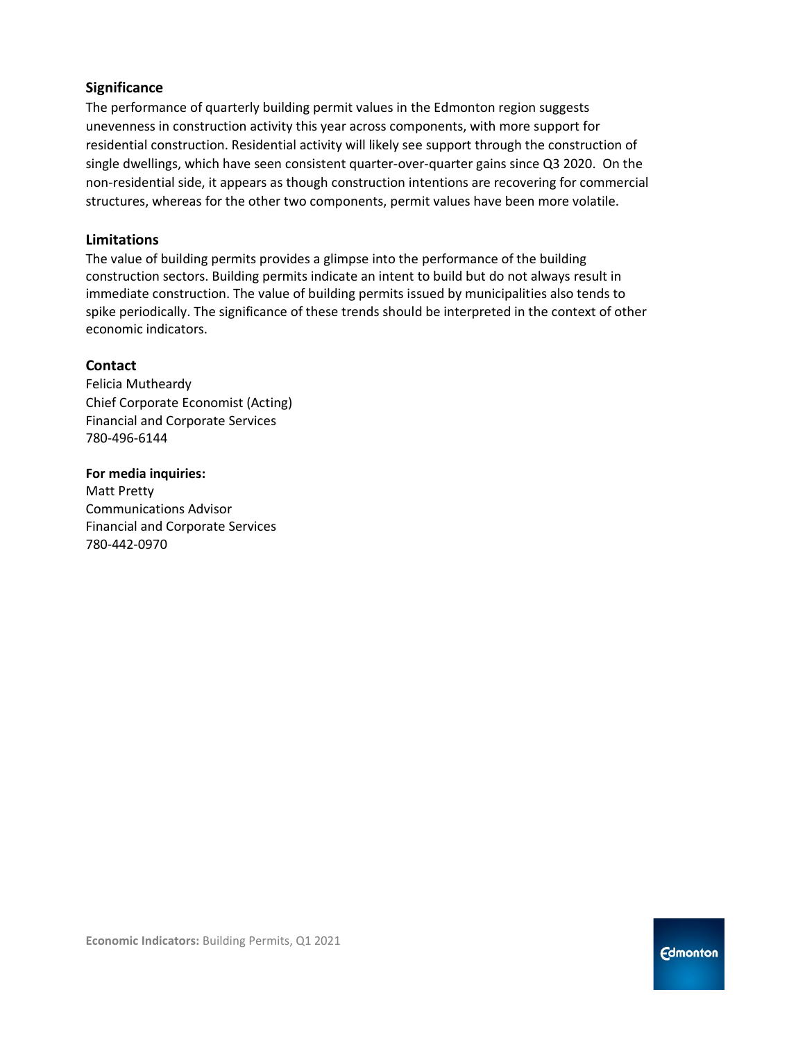## Significance

The performance of quarterly building permit values in the Edmonton region suggests unevenness in construction activity this year across components, with more support for residential construction. Residential activity will likely see support through the construction of single dwellings, which have seen consistent quarter-over-quarter gains since Q3 2020. On the non-residential side, it appears as though construction intentions are recovering for commercial structures, whereas for the other two components, permit values have been more volatile.

## Limitations

The value of building permits provides a glimpse into the performance of the building construction sectors. Building permits indicate an intent to build but do not always result in immediate construction. The value of building permits issued by municipalities also tends to spike periodically. The significance of these trends should be interpreted in the context of other economic indicators.

## Contact

Felicia Mutheardy
Chief Corporate Economist (Acting)
Financial and Corporate Services
780-496-6144

**For media inquiries:**
Matt Pretty
Communications Advisor
Financial and Corporate Services
780-442-0970